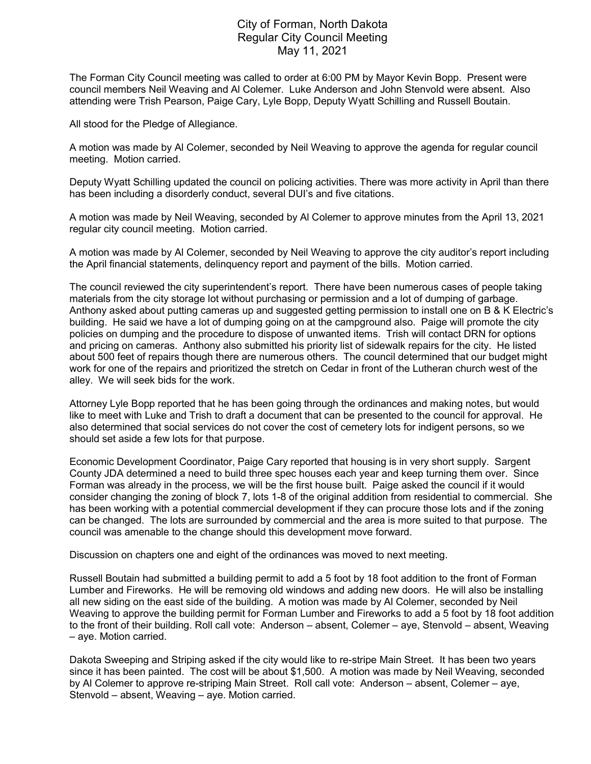# City of Forman, North Dakota
## Regular City Council Meeting
## May 11, 2021

The Forman City Council meeting was called to order at 6:00 PM by Mayor Kevin Bopp. Present were council members Neil Weaving and Al Colemer. Luke Anderson and John Stenvold were absent. Also attending were Trish Pearson, Paige Cary, Lyle Bopp, Deputy Wyatt Schilling and Russell Boutain.

All stood for the Pledge of Allegiance.

A motion was made by Al Colemer, seconded by Neil Weaving to approve the agenda for regular council meeting. Motion carried.

Deputy Wyatt Schilling updated the council on policing activities. There was more activity in April than there has been including a disorderly conduct, several DUI's and five citations.

A motion was made by Neil Weaving, seconded by Al Colemer to approve minutes from the April 13, 2021 regular city council meeting. Motion carried.

A motion was made by Al Colemer, seconded by Neil Weaving to approve the city auditor's report including the April financial statements, delinquency report and payment of the bills. Motion carried.

The council reviewed the city superintendent's report. There have been numerous cases of people taking materials from the city storage lot without purchasing or permission and a lot of dumping of garbage. Anthony asked about putting cameras up and suggested getting permission to install one on B & K Electric's building. He said we have a lot of dumping going on at the campground also. Paige will promote the city policies on dumping and the procedure to dispose of unwanted items. Trish will contact DRN for options and pricing on cameras. Anthony also submitted his priority list of sidewalk repairs for the city. He listed about 500 feet of repairs though there are numerous others. The council determined that our budget might work for one of the repairs and prioritized the stretch on Cedar in front of the Lutheran church west of the alley. We will seek bids for the work.

Attorney Lyle Bopp reported that he has been going through the ordinances and making notes, but would like to meet with Luke and Trish to draft a document that can be presented to the council for approval. He also determined that social services do not cover the cost of cemetery lots for indigent persons, so we should set aside a few lots for that purpose.

Economic Development Coordinator, Paige Cary reported that housing is in very short supply. Sargent County JDA determined a need to build three spec houses each year and keep turning them over. Since Forman was already in the process, we will be the first house built. Paige asked the council if it would consider changing the zoning of block 7, lots 1-8 of the original addition from residential to commercial. She has been working with a potential commercial development if they can procure those lots and if the zoning can be changed. The lots are surrounded by commercial and the area is more suited to that purpose. The council was amenable to the change should this development move forward.

Discussion on chapters one and eight of the ordinances was moved to next meeting.

Russell Boutain had submitted a building permit to add a 5 foot by 18 foot addition to the front of Forman Lumber and Fireworks. He will be removing old windows and adding new doors. He will also be installing all new siding on the east side of the building. A motion was made by Al Colemer, seconded by Neil Weaving to approve the building permit for Forman Lumber and Fireworks to add a 5 foot by 18 foot addition to the front of their building. Roll call vote: Anderson – absent, Colemer – aye, Stenvold – absent, Weaving – aye. Motion carried.

Dakota Sweeping and Striping asked if the city would like to re-stripe Main Street. It has been two years since it has been painted. The cost will be about $1,500. A motion was made by Neil Weaving, seconded by Al Colemer to approve re-striping Main Street. Roll call vote: Anderson – absent, Colemer – aye, Stenvold – absent, Weaving – aye. Motion carried.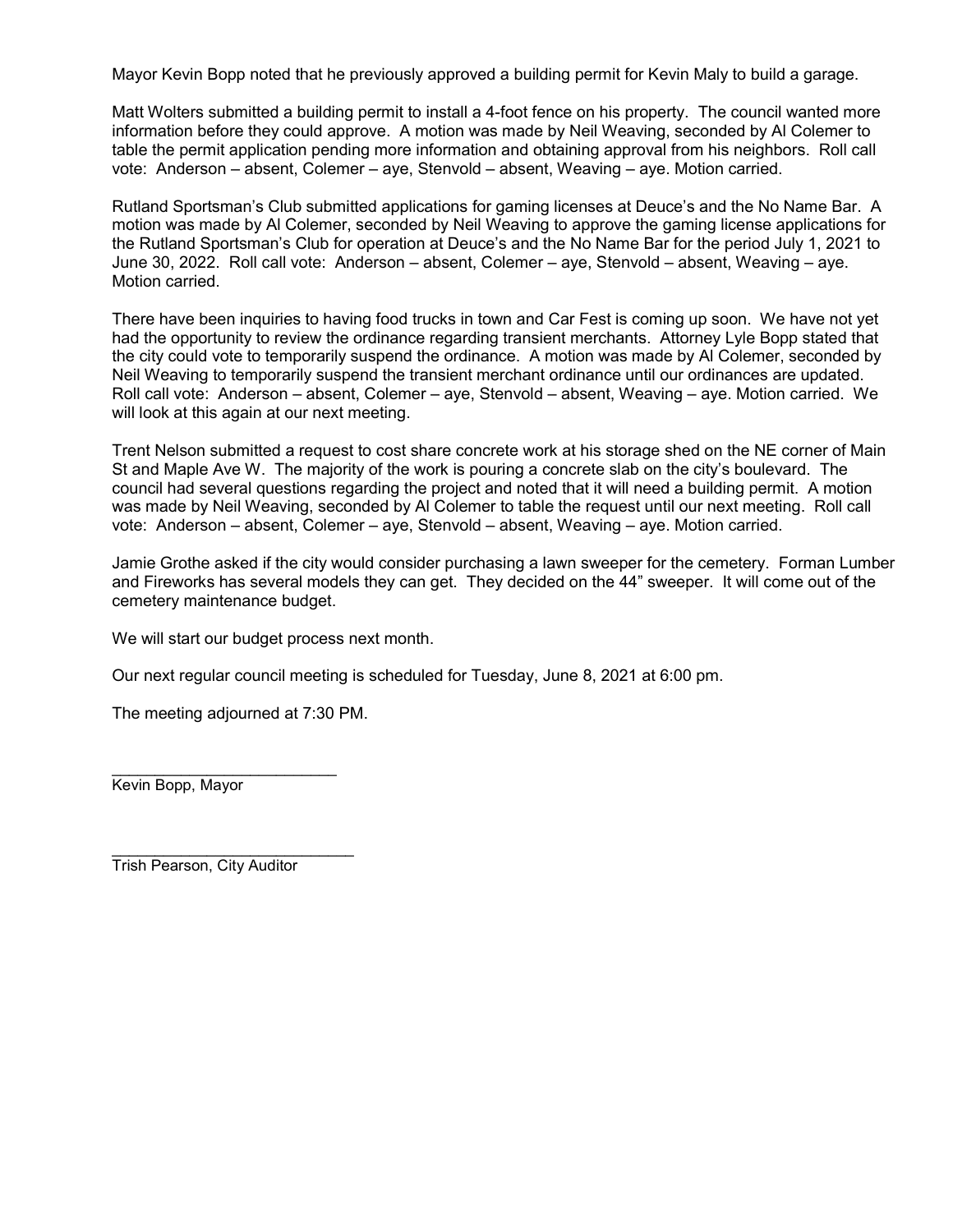Mayor Kevin Bopp noted that he previously approved a building permit for Kevin Maly to build a garage.

Matt Wolters submitted a building permit to install a 4-foot fence on his property. The council wanted more information before they could approve. A motion was made by Neil Weaving, seconded by Al Colemer to table the permit application pending more information and obtaining approval from his neighbors. Roll call vote: Anderson – absent, Colemer – aye, Stenvold – absent, Weaving – aye. Motion carried.

Rutland Sportsman's Club submitted applications for gaming licenses at Deuce's and the No Name Bar. A motion was made by Al Colemer, seconded by Neil Weaving to approve the gaming license applications for the Rutland Sportsman's Club for operation at Deuce's and the No Name Bar for the period July 1, 2021 to June 30, 2022. Roll call vote: Anderson – absent, Colemer – aye, Stenvold – absent, Weaving – aye. Motion carried.

There have been inquiries to having food trucks in town and Car Fest is coming up soon. We have not yet had the opportunity to review the ordinance regarding transient merchants. Attorney Lyle Bopp stated that the city could vote to temporarily suspend the ordinance. A motion was made by Al Colemer, seconded by Neil Weaving to temporarily suspend the transient merchant ordinance until our ordinances are updated. Roll call vote: Anderson – absent, Colemer – aye, Stenvold – absent, Weaving – aye. Motion carried. We will look at this again at our next meeting.

Trent Nelson submitted a request to cost share concrete work at his storage shed on the NE corner of Main St and Maple Ave W. The majority of the work is pouring a concrete slab on the city's boulevard. The council had several questions regarding the project and noted that it will need a building permit. A motion was made by Neil Weaving, seconded by Al Colemer to table the request until our next meeting. Roll call vote: Anderson – absent, Colemer – aye, Stenvold – absent, Weaving – aye. Motion carried.

Jamie Grothe asked if the city would consider purchasing a lawn sweeper for the cemetery. Forman Lumber and Fireworks has several models they can get. They decided on the 44" sweeper. It will come out of the cemetery maintenance budget.

We will start our budget process next month.

Our next regular council meeting is scheduled for Tuesday, June 8, 2021 at 6:00 pm.

The meeting adjourned at 7:30 PM.

\_\_\_\_\_\_\_\_\_\_\_\_\_\_\_\_\_\_\_\_\_\_\_\_\_\_
Kevin Bopp, Mayor

\_\_\_\_\_\_\_\_\_\_\_\_\_\_\_\_\_\_\_\_\_\_\_\_\_\_
Trish Pearson, City Auditor